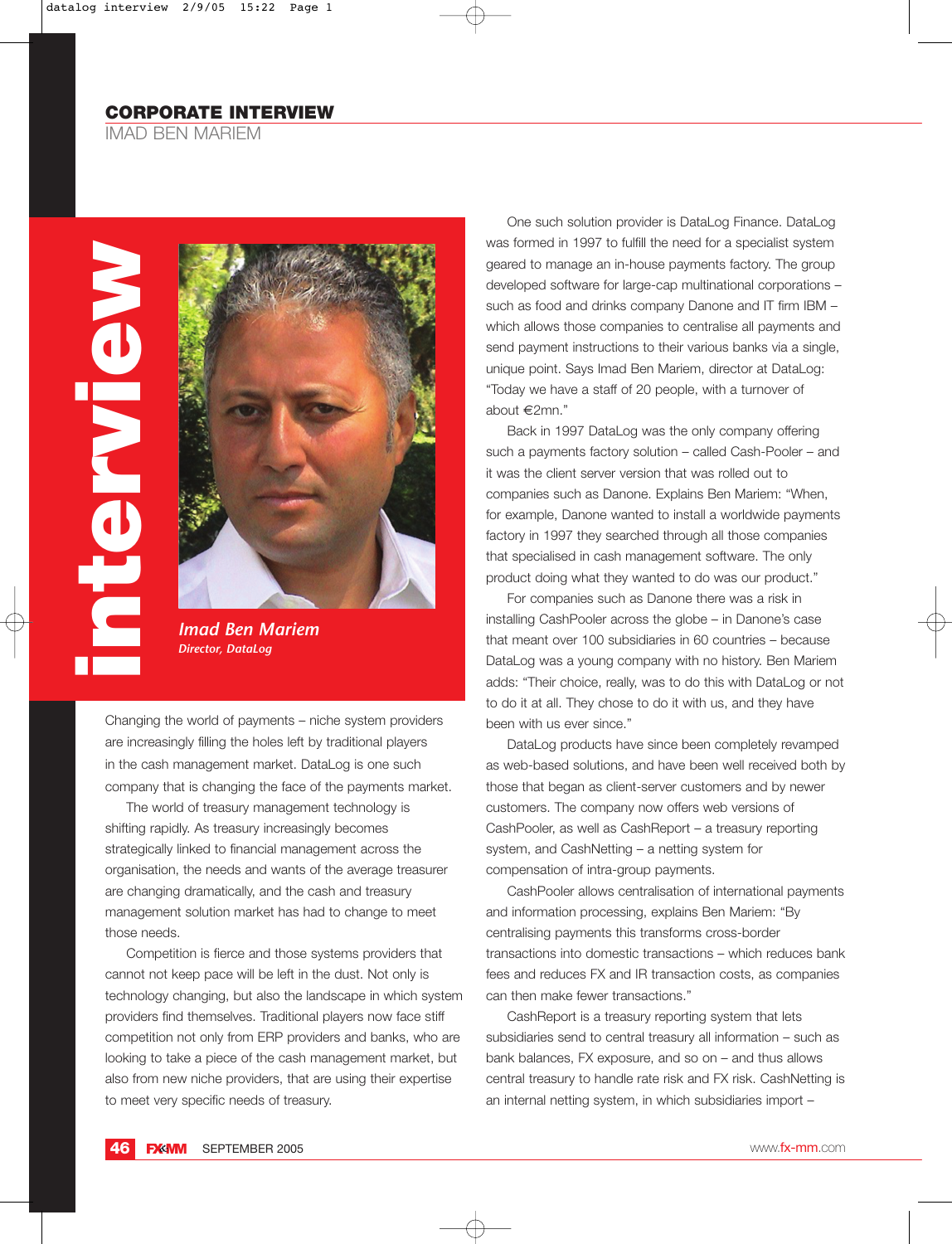**CORPORATE INTERVIEW**
IMAD BEN MARIEM

# interview

*Imad Ben Mariem*
*Director, DataLog*

Changing the world of payments – niche system providers are increasingly filling the holes left by traditional players in the cash management market. DataLog is one such company that is changing the face of the payments market.

The world of treasury management technology is shifting rapidly. As treasury increasingly becomes strategically linked to financial management across the organisation, the needs and wants of the average treasurer are changing dramatically, and the cash and treasury management solution market has had to change to meet those needs.

Competition is fierce and those systems providers that cannot not keep pace will be left in the dust. Not only is technology changing, but also the landscape in which system providers find themselves. Traditional players now face stiff competition not only from ERP providers and banks, who are looking to take a piece of the cash management market, but also from new niche providers, that are using their expertise to meet very specific needs of treasury.

One such solution provider is DataLog Finance. DataLog was formed in 1997 to fulfill the need for a specialist system geared to manage an in-house payments factory. The group developed software for large-cap multinational corporations – such as food and drinks company Danone and IT firm IBM – which allows those companies to centralise all payments and send payment instructions to their various banks via a single, unique point. Says Imad Ben Mariem, director at DataLog: "Today we have a staff of 20 people, with a turnover of about €2mn."

Back in 1997 DataLog was the only company offering such a payments factory solution – called Cash-Pooler – and it was the client server version that was rolled out to companies such as Danone. Explains Ben Mariem: "When, for example, Danone wanted to install a worldwide payments factory in 1997 they searched through all those companies that specialised in cash management software. The only product doing what they wanted to do was our product."

For companies such as Danone there was a risk in installing CashPooler across the globe – in Danone's case that meant over 100 subsidiaries in 60 countries – because DataLog was a young company with no history. Ben Mariem adds: "Their choice, really, was to do this with DataLog or not to do it at all. They chose to do it with us, and they have been with us ever since."

DataLog products have since been completely revamped as web-based solutions, and have been well received both by those that began as client-server customers and by newer customers. The company now offers web versions of CashPooler, as well as CashReport – a treasury reporting system, and CashNetting – a netting system for compensation of intra-group payments.

CashPooler allows centralisation of international payments and information processing, explains Ben Mariem: "By centralising payments this transforms cross-border transactions into domestic transactions – which reduces bank fees and reduces FX and IR transaction costs, as companies can then make fewer transactions."

CashReport is a treasury reporting system that lets subsidiaries send to central treasury all information – such as bank balances, FX exposure, and so on – and thus allows central treasury to handle rate risk and FX risk. CashNetting is an internal netting system, in which subsidiaries import –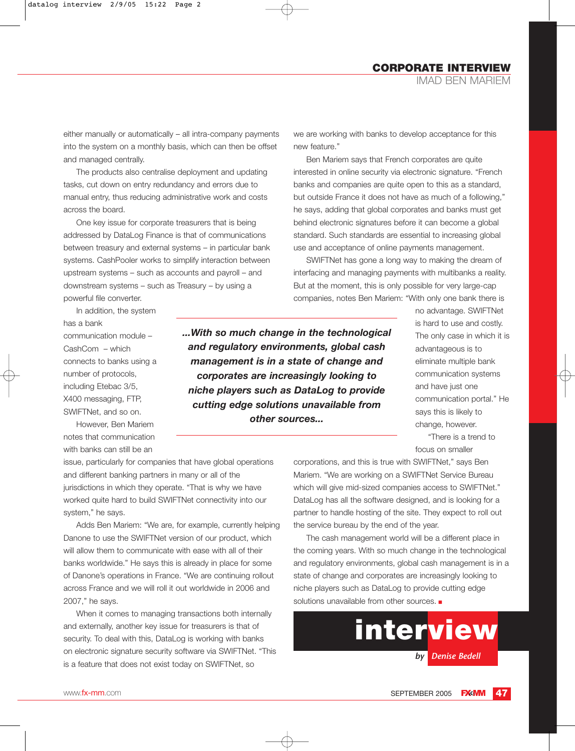either manually or automatically – all intra-company payments into the system on a monthly basis, which can then be offset and managed centrally.

The products also centralise deployment and updating tasks, cut down on entry redundancy and errors due to manual entry, thus reducing administrative work and costs across the board.

One key issue for corporate treasurers that is being addressed by DataLog Finance is that of communications between treasury and external systems – in particular bank systems. CashPooler works to simplify interaction between upstream systems – such as accounts and payroll – and downstream systems – such as Treasury – by using a powerful file converter.

In addition, the system has a bank communication module – CashCom – which connects to banks using a number of protocols, including Etebac 3/5, X400 messaging, FTP, SWIFTNet, and so on.

However, Ben Mariem notes that communication with banks can still be an issue, particularly for companies that have global operations and different banking partners in many or all of the jurisdictions in which they operate. "That is why we have worked quite hard to build SWIFTNet connectivity into our system," he says.

Adds Ben Mariem: "We are, for example, currently helping Danone to use the SWIFTNet version of our product, which will allow them to communicate with ease with all of their banks worldwide." He says this is already in place for some of Danone's operations in France. "We are continuing rollout across France and we will roll it out worldwide in 2006 and 2007," he says.

When it comes to managing transactions both internally and externally, another key issue for treasurers is that of security. To deal with this, DataLog is working with banks on electronic signature security software via SWIFTNet. "This is a feature that does not exist today on SWIFTNet, so we are working with banks to develop acceptance for this new feature."

Ben Mariem says that French corporates are quite interested in online security via electronic signature. "French banks and companies are quite open to this as a standard, but outside France it does not have as much of a following," he says, adding that global corporates and banks must get behind electronic signatures before it can become a global standard. Such standards are essential to increasing global use and acceptance of online payments management.

SWIFTNet has gone a long way to making the dream of interfacing and managing payments with multibanks a reality. But at the moment, this is only possible for very large-cap companies, notes Ben Mariem: "With only one bank there is no advantage. SWIFTNet is hard to use and costly. The only case in which it is advantageous is to eliminate multiple bank communication systems and have just one communication portal." He says this is likely to change, however.

"There is a trend to focus on smaller corporations, and this is true with SWIFTNet," says Ben Mariem. "We are working on a SWIFTNet Service Bureau which will give mid-sized companies access to SWIFTNet." DataLog has all the software designed, and is looking for a partner to handle hosting of the site. They expect to roll out the service bureau by the end of the year.

The cash management world will be a different place in the coming years. With so much change in the technological and regulatory environments, global cash management is in a state of change and corporates are increasingly looking to niche players such as DataLog to provide cutting edge solutions unavailable from other sources. ■

***...With so much change in the technological and regulatory environments, global cash management is in a state of change and corporates are increasingly looking to niche players such as DataLog to provide cutting edge solutions unavailable from other sources...***

**interview**

*by Denise Bedell*